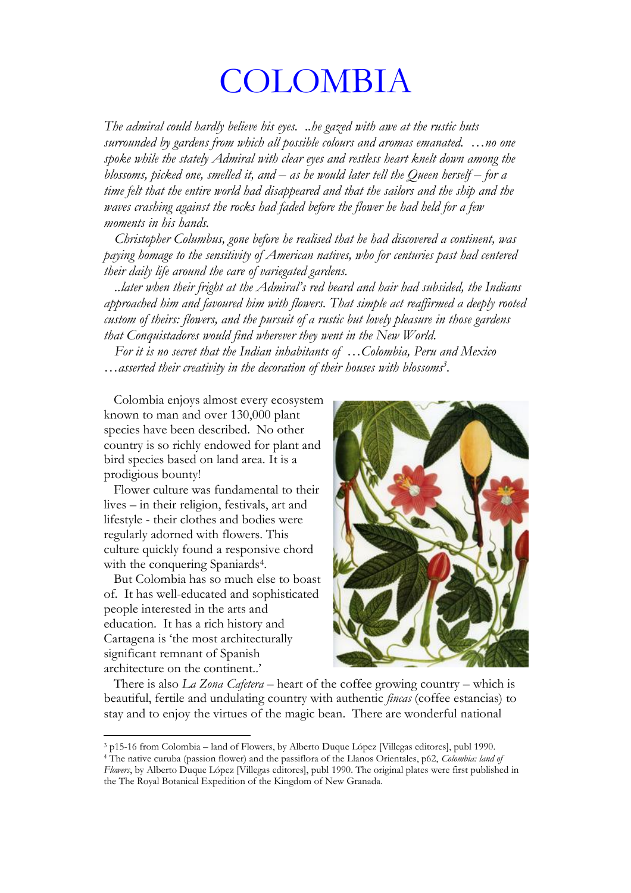# COLOMBIA

*The admiral could hardly believe his eyes. ..he gazed with awe at the rustic huts surrounded by gardens from which all possible colours and aromas emanated. …no one spoke while the stately Admiral with clear eyes and restless heart knelt down among the blossoms, picked one, smelled it, and – as he would later tell the Queen herself – for a time felt that the entire world had disappeared and that the sailors and the ship and the waves crashing against the rocks had faded before the flower he had held for a few moments in his hands.*

*Christopher Columbus, gone before he realised that he had discovered a continent, was paying homage to the sensitivity of American natives, who for centuries past had centered their daily life around the care of variegated gardens.*

*..later when their fright at the Admiral's red beard and hair had subsided, the Indians approached him and favoured him with flowers. That simple act reaffirmed a deeply rooted custom of theirs: flowers, and the pursuit of a rustic but lovely pleasure in those gardens that Conquistadores would find wherever they went in the New World.*

*For it is no secret that the Indian inhabitants of …Colombia, Peru and Mexico …asserted their creativity in the decoration of their houses with blossoms*[3].

Colombia enjoys almost every ecosystem known to man and over 130,000 plant species have been described. No other country is so richly endowed for plant and bird species based on land area. It is a prodigious bounty!

Flower culture was fundamental to their lives – in their religion, festivals, art and lifestyle - their clothes and bodies were regularly adorned with flowers. This culture quickly found a responsive chord with the conquering Spaniards[4].

But Colombia has so much else to boast of. It has well-educated and sophisticated people interested in the arts and education. It has a rich history and Cartagena is 'the most architecturally significant remnant of Spanish architecture on the continent..'

There is also *La Zona Cafetera* – heart of the coffee growing country – which is beautiful, fertile and undulating country with authentic *fincas* (coffee estancias) to stay and to enjoy the virtues of the magic bean. There are wonderful national

---

[3] p15-16 from Colombia – land of Flowers, by Alberto Duque López [Villegas editores], publ 1990.

[4] The native curuba (passion flower) and the passiflora of the Llanos Orientales, p62, *Colombia: land of Flowers*, by Alberto Duque López [Villegas editores], publ 1990. The original plates were first published in the The Royal Botanical Expedition of the Kingdom of New Granada.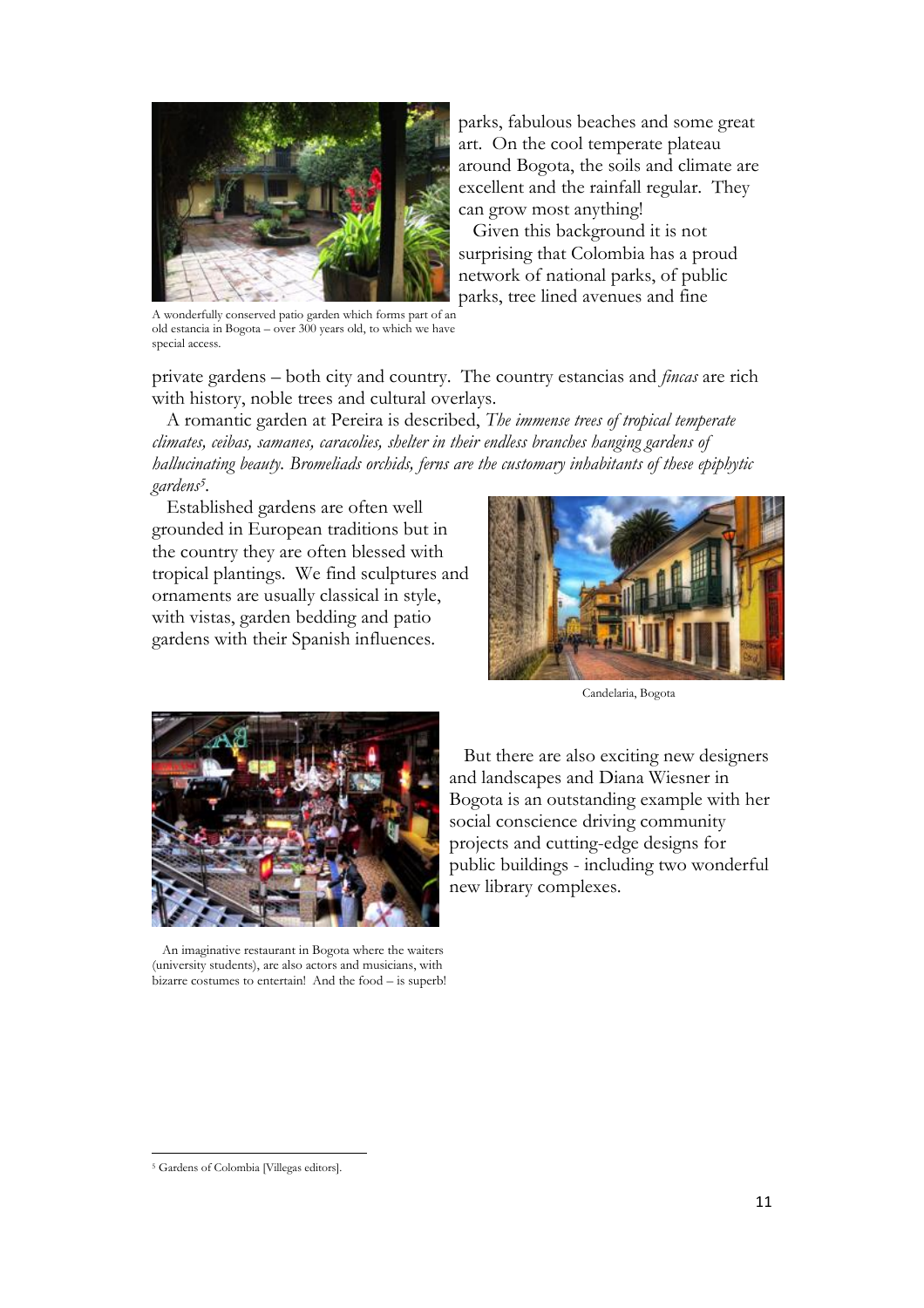parks, fabulous beaches and some great art. On the cool temperate plateau around Bogota, the soils and climate are excellent and the rainfall regular. They can grow most anything!

Given this background it is not surprising that Colombia has a proud network of national parks, of public parks, tree lined avenues and fine private gardens – both city and country. The country estancias and *fincas* are rich with history, noble trees and cultural overlays.

A wonderfully conserved patio garden which forms part of an old estancia in Bogota – over 300 years old, to which we have special access.

A romantic garden at Pereira is described, *The immense trees of tropical temperate climates, ceibas, samanes, caracolies, shelter in their endless branches hanging gardens of hallucinating beauty. Bromeliads orchids, ferns are the customary inhabitants of these epiphytic gardens*[5].

Established gardens are often well grounded in European traditions but in the country they are often blessed with tropical plantings. We find sculptures and ornaments are usually classical in style, with vistas, garden bedding and patio gardens with their Spanish influences.

Candelaria, Bogota

But there are also exciting new designers and landscapes and Diana Wiesner in Bogota is an outstanding example with her social conscience driving community projects and cutting-edge designs for public buildings - including two wonderful new library complexes.

An imaginative restaurant in Bogota where the waiters (university students), are also actors and musicians, with bizarre costumes to entertain! And the food – is superb!

---

[5] Gardens of Colombia [Villegas editors].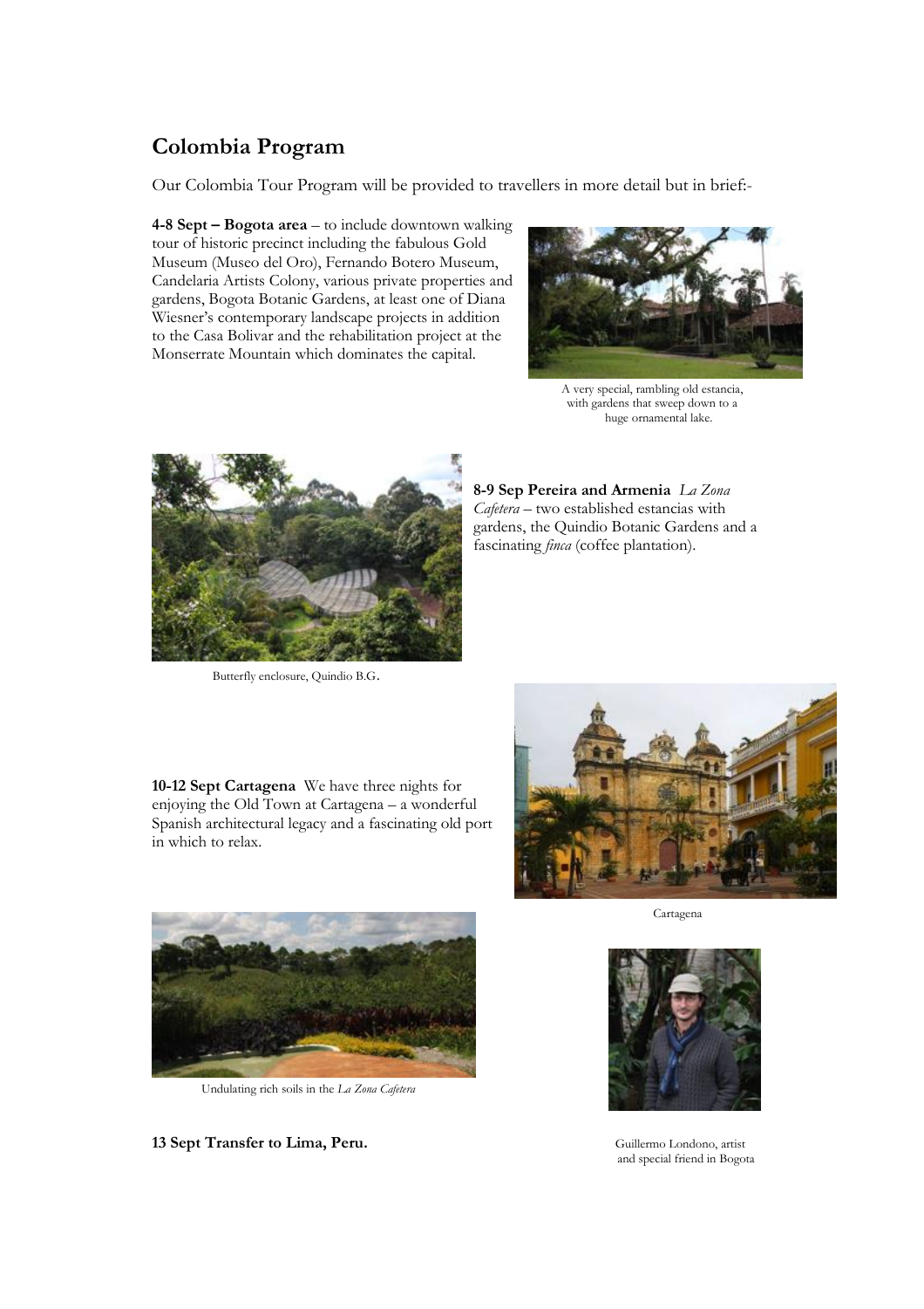## Colombia Program

Our Colombia Tour Program will be provided to travellers in more detail but in brief:-

**4-8 Sept – Bogota area** – to include downtown walking tour of historic precinct including the fabulous Gold Museum (Museo del Oro), Fernando Botero Museum, Candelaria Artists Colony, various private properties and gardens, Bogota Botanic Gardens, at least one of Diana Wiesner's contemporary landscape projects in addition to the Casa Bolivar and the rehabilitation project at the Monserrate Mountain which dominates the capital.

A very special, rambling old estancia, with gardens that sweep down to a huge ornamental lake.

**8-9 Sep Pereira and Armenia** *La Zona Cafetera* – two established estancias with gardens, the Quindio Botanic Gardens and a fascinating *finca* (coffee plantation).

Butterfly enclosure, Quindio B.G.

**10-12 Sept Cartagena** We have three nights for enjoying the Old Town at Cartagena – a wonderful Spanish architectural legacy and a fascinating old port in which to relax.

Cartagena

Undulating rich soils in the *La Zona Cafetera*

Guillermo Londono, artist and special friend in Bogota

**13 Sept Transfer to Lima, Peru.**